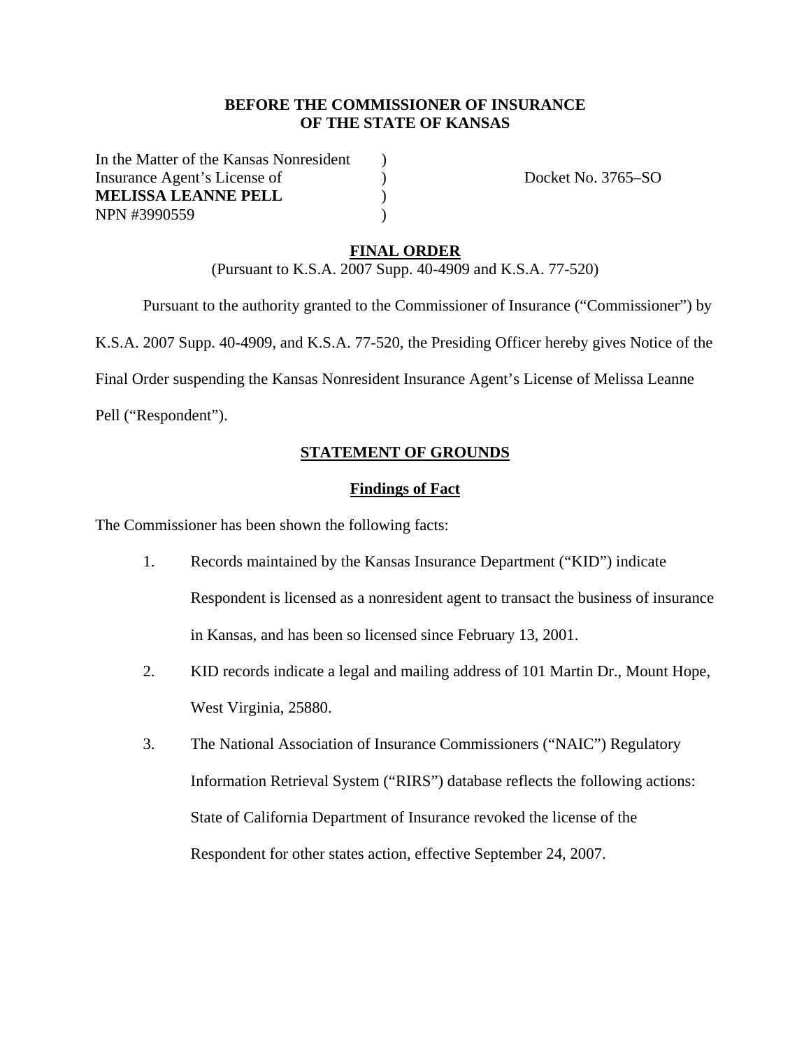**BEFORE THE COMMISSIONER OF INSURANCE**
**OF THE STATE OF KANSAS**

| | | |
|---|---|---|
| In the Matter of the Kansas Nonresident | ) | |
| Insurance Agent's License of | ) | Docket No. 3765–SO |
| **MELISSA LEANNE PELL** | ) | |
| NPN #3990559 | ) | |

## FINAL ORDER

(Pursuant to K.S.A. 2007 Supp. 40-4909 and K.S.A. 77-520)

Pursuant to the authority granted to the Commissioner of Insurance ("Commissioner") by K.S.A. 2007 Supp. 40-4909, and K.S.A. 77-520, the Presiding Officer hereby gives Notice of the Final Order suspending the Kansas Nonresident Insurance Agent's License of Melissa Leanne Pell ("Respondent").

## STATEMENT OF GROUNDS

### Findings of Fact

The Commissioner has been shown the following facts:

1. Records maintained by the Kansas Insurance Department ("KID") indicate Respondent is licensed as a nonresident agent to transact the business of insurance in Kansas, and has been so licensed since February 13, 2001.

2. KID records indicate a legal and mailing address of 101 Martin Dr., Mount Hope, West Virginia, 25880.

3. The National Association of Insurance Commissioners ("NAIC") Regulatory Information Retrieval System ("RIRS") database reflects the following actions: State of California Department of Insurance revoked the license of the Respondent for other states action, effective September 24, 2007.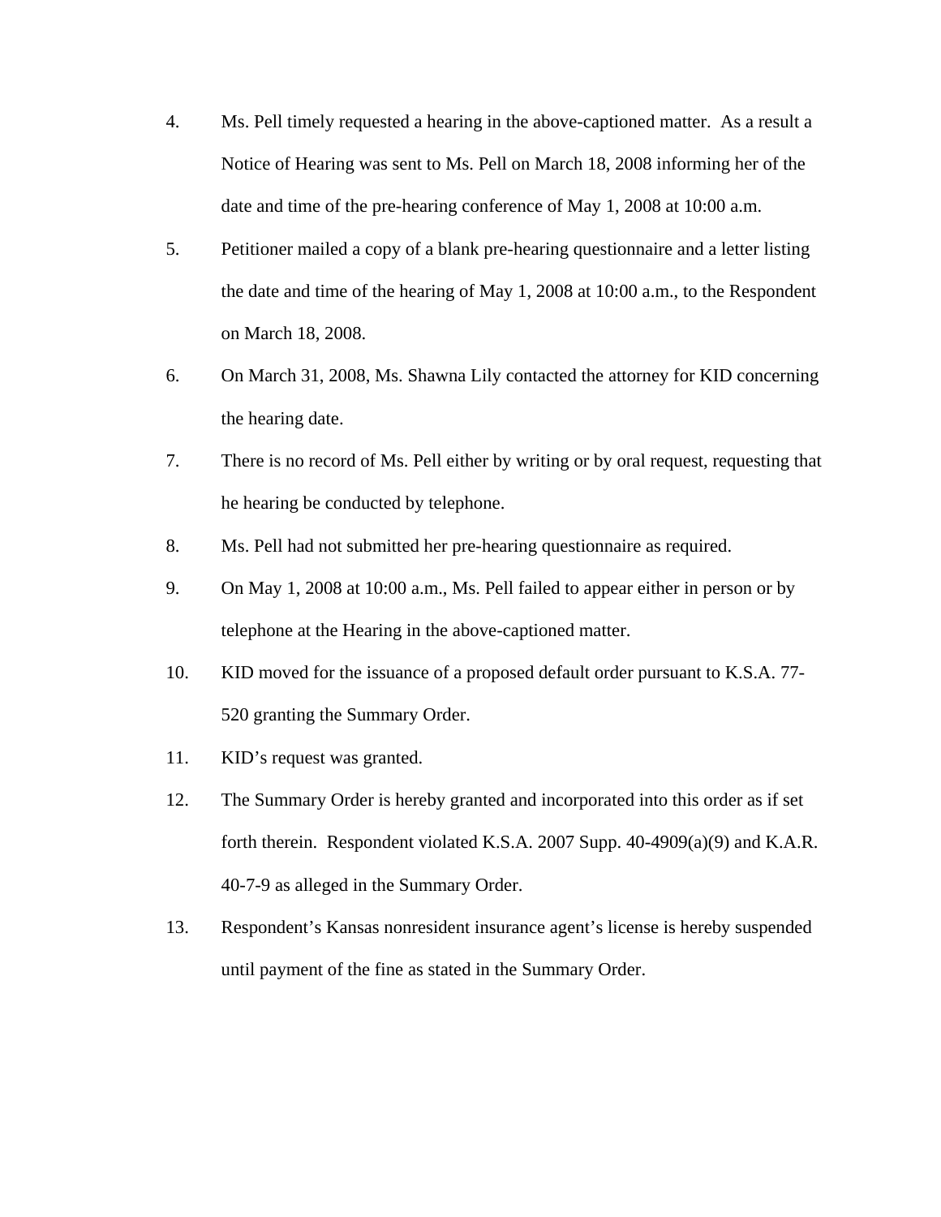4. Ms. Pell timely requested a hearing in the above-captioned matter. As a result a Notice of Hearing was sent to Ms. Pell on March 18, 2008 informing her of the date and time of the pre-hearing conference of May 1, 2008 at 10:00 a.m.

5. Petitioner mailed a copy of a blank pre-hearing questionnaire and a letter listing the date and time of the hearing of May 1, 2008 at 10:00 a.m., to the Respondent on March 18, 2008.

6. On March 31, 2008, Ms. Shawna Lily contacted the attorney for KID concerning the hearing date.

7. There is no record of Ms. Pell either by writing or by oral request, requesting that he hearing be conducted by telephone.

8. Ms. Pell had not submitted her pre-hearing questionnaire as required.

9. On May 1, 2008 at 10:00 a.m., Ms. Pell failed to appear either in person or by telephone at the Hearing in the above-captioned matter.

10. KID moved for the issuance of a proposed default order pursuant to K.S.A. 77-520 granting the Summary Order.

11. KID's request was granted.

12. The Summary Order is hereby granted and incorporated into this order as if set forth therein. Respondent violated K.S.A. 2007 Supp. 40-4909(a)(9) and K.A.R. 40-7-9 as alleged in the Summary Order.

13. Respondent's Kansas nonresident insurance agent's license is hereby suspended until payment of the fine as stated in the Summary Order.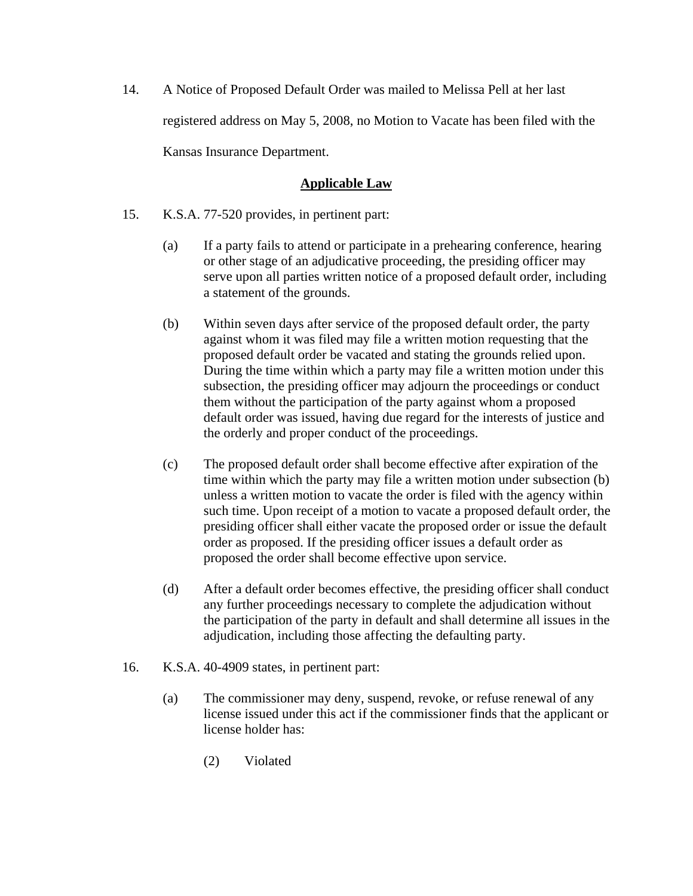14. A Notice of Proposed Default Order was mailed to Melissa Pell at her last registered address on May 5, 2008, no Motion to Vacate has been filed with the Kansas Insurance Department.

## Applicable Law

15. K.S.A. 77-520 provides, in pertinent part:

    (a) If a party fails to attend or participate in a prehearing conference, hearing or other stage of an adjudicative proceeding, the presiding officer may serve upon all parties written notice of a proposed default order, including a statement of the grounds.

    (b) Within seven days after service of the proposed default order, the party against whom it was filed may file a written motion requesting that the proposed default order be vacated and stating the grounds relied upon. During the time within which a party may file a written motion under this subsection, the presiding officer may adjourn the proceedings or conduct them without the participation of the party against whom a proposed default order was issued, having due regard for the interests of justice and the orderly and proper conduct of the proceedings.

    (c) The proposed default order shall become effective after expiration of the time within which the party may file a written motion under subsection (b) unless a written motion to vacate the order is filed with the agency within such time. Upon receipt of a motion to vacate a proposed default order, the presiding officer shall either vacate the proposed order or issue the default order as proposed. If the presiding officer issues a default order as proposed the order shall become effective upon service.

    (d) After a default order becomes effective, the presiding officer shall conduct any further proceedings necessary to complete the adjudication without the participation of the party in default and shall determine all issues in the adjudication, including those affecting the defaulting party.

16. K.S.A. 40-4909 states, in pertinent part:

    (a) The commissioner may deny, suspend, revoke, or refuse renewal of any license issued under this act if the commissioner finds that the applicant or license holder has:

        (2) Violated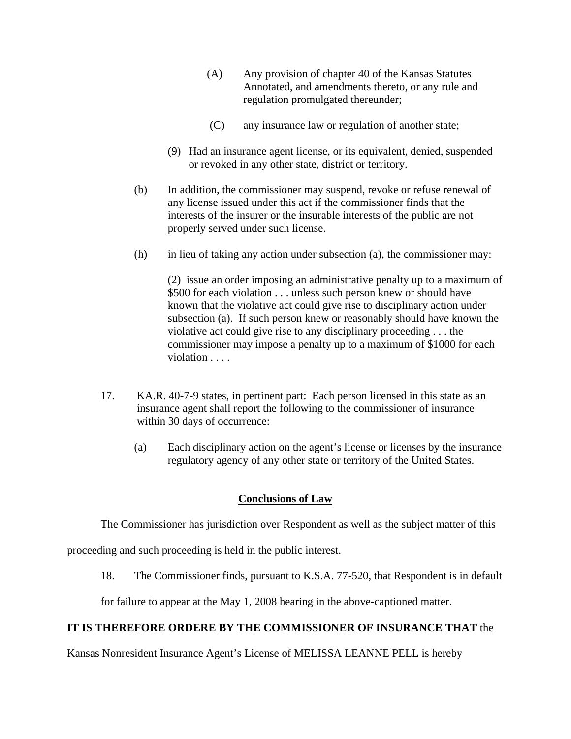(A) Any provision of chapter 40 of the Kansas Statutes Annotated, and amendments thereto, or any rule and regulation promulgated thereunder;

(C) any insurance law or regulation of another state;

(9) Had an insurance agent license, or its equivalent, denied, suspended or revoked in any other state, district or territory.

(b) In addition, the commissioner may suspend, revoke or refuse renewal of any license issued under this act if the commissioner finds that the interests of the insurer or the insurable interests of the public are not properly served under such license.

(h) in lieu of taking any action under subsection (a), the commissioner may:

(2) issue an order imposing an administrative penalty up to a maximum of $500 for each violation . . . unless such person knew or should have known that the violative act could give rise to disciplinary action under subsection (a). If such person knew or reasonably should have known the violative act could give rise to any disciplinary proceeding . . . the commissioner may impose a penalty up to a maximum of $1000 for each violation . . . .

17. KA.R. 40-7-9 states, in pertinent part: Each person licensed in this state as an insurance agent shall report the following to the commissioner of insurance within 30 days of occurrence:

(a) Each disciplinary action on the agent's license or licenses by the insurance regulatory agency of any other state or territory of the United States.

## Conclusions of Law

The Commissioner has jurisdiction over Respondent as well as the subject matter of this proceeding and such proceeding is held in the public interest.

18. The Commissioner finds, pursuant to K.S.A. 77-520, that Respondent is in default for failure to appear at the May 1, 2008 hearing in the above-captioned matter.

**IT IS THEREFORE ORDERE BY THE COMMISSIONER OF INSURANCE THAT** the Kansas Nonresident Insurance Agent's License of MELISSA LEANNE PELL is hereby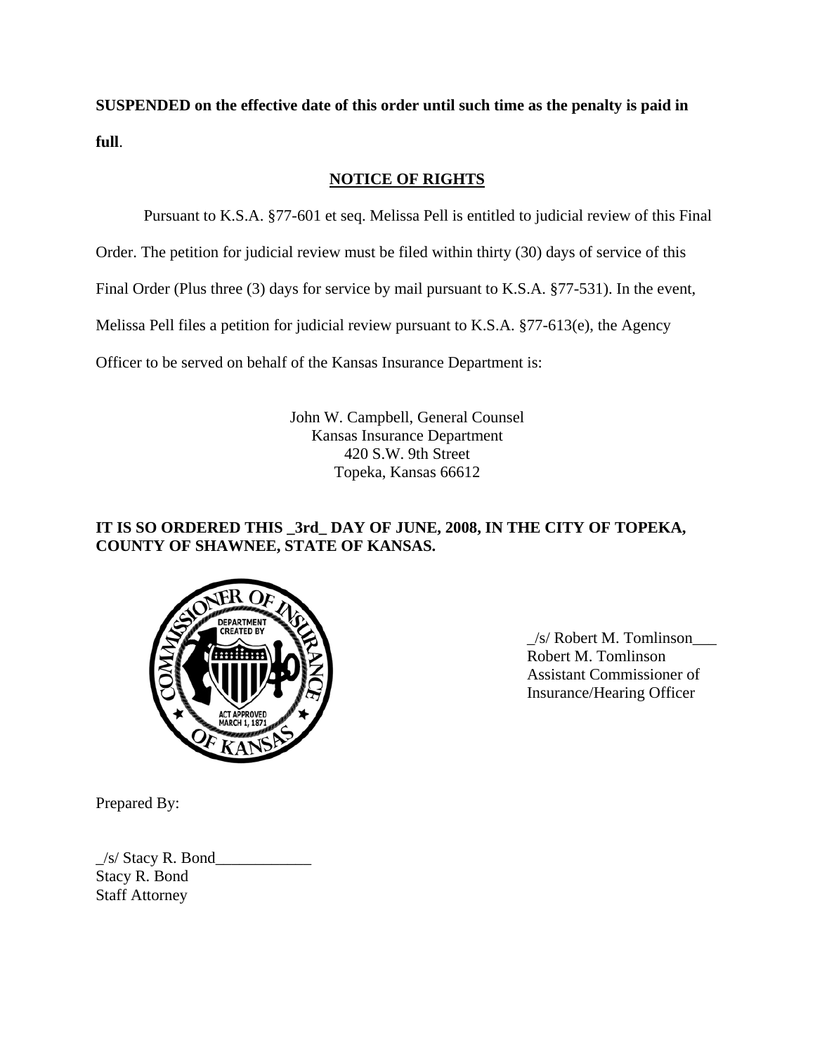**SUSPENDED on the effective date of this order until such time as the penalty is paid in full**.

## NOTICE OF RIGHTS

Pursuant to K.S.A. §77-601 et seq. Melissa Pell is entitled to judicial review of this Final Order. The petition for judicial review must be filed within thirty (30) days of service of this Final Order (Plus three (3) days for service by mail pursuant to K.S.A. §77-531). In the event, Melissa Pell files a petition for judicial review pursuant to K.S.A. §77-613(e), the Agency Officer to be served on behalf of the Kansas Insurance Department is:

John W. Campbell, General Counsel
Kansas Insurance Department
420 S.W. 9th Street
Topeka, Kansas 66612

**IT IS SO ORDERED THIS _3rd_ DAY OF JUNE, 2008, IN THE CITY OF TOPEKA, COUNTY OF SHAWNEE, STATE OF KANSAS.**

_/s/ Robert M. Tomlinson___
Robert M. Tomlinson
Assistant Commissioner of Insurance/Hearing Officer

Prepared By:

_/s/ Stacy R. Bond____________
Stacy R. Bond
Staff Attorney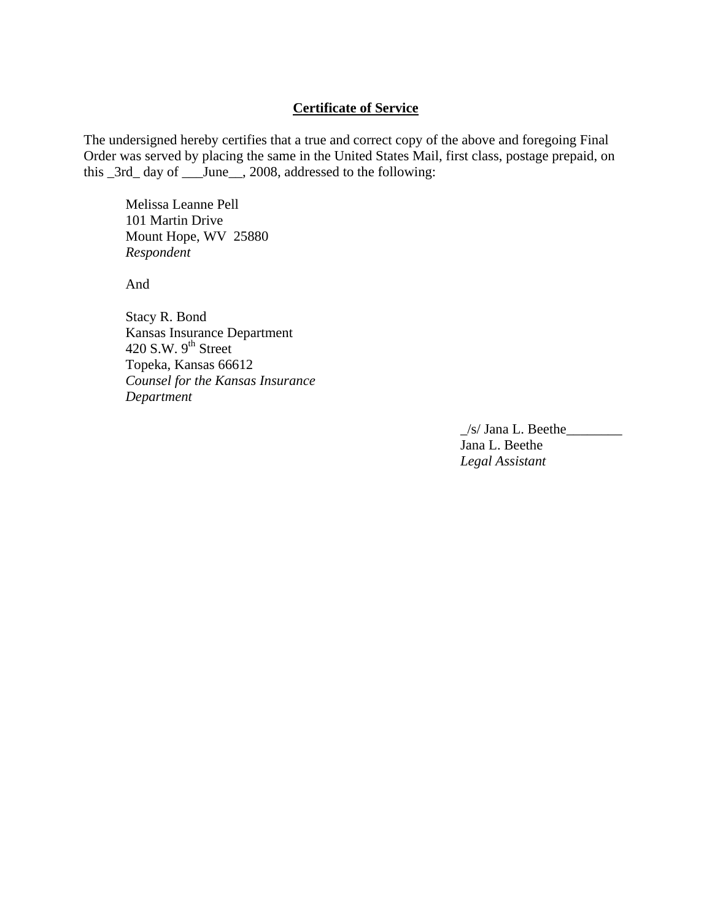**Certificate of Service**

The undersigned hereby certifies that a true and correct copy of the above and foregoing Final Order was served by placing the same in the United States Mail, first class, postage prepaid, on this _3rd_ day of ___June__, 2008, addressed to the following:

Melissa Leanne Pell
101 Martin Drive
Mount Hope, WV 25880
*Respondent*

And

Stacy R. Bond
Kansas Insurance Department
420 S.W. 9th Street
Topeka, Kansas 66612
*Counsel for the Kansas Insurance Department*

_/s/ Jana L. Beethe________
Jana L. Beethe
*Legal Assistant*